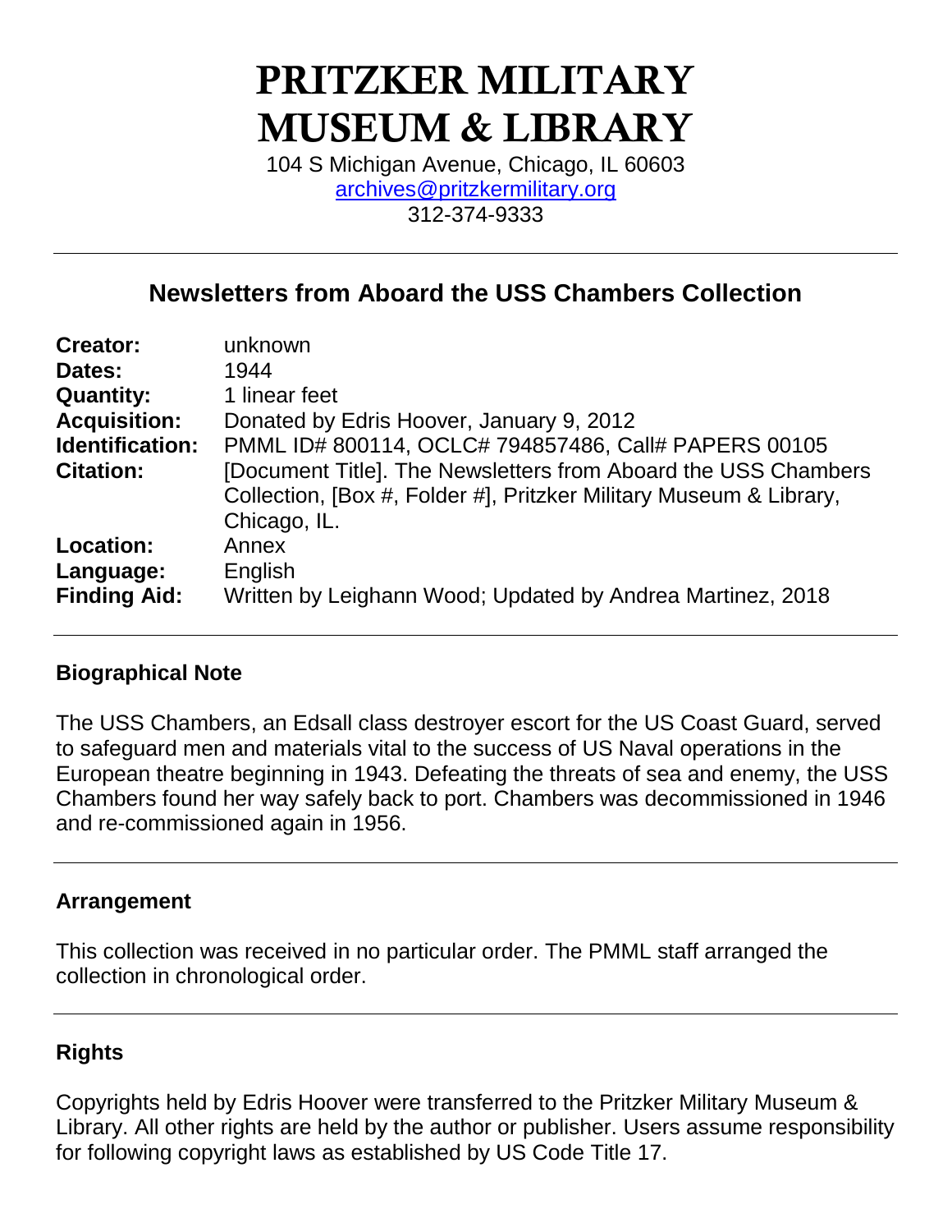# PRITZKER MILITARY MUSEUM & LIBRARY

104 S Michigan Avenue, Chicago, IL 60603
archives@pritzkermilitary.org
312-374-9333

## Newsletters from Aboard the USS Chambers Collection

| | |
|---|---|
| **Creator:** | unknown |
| **Dates:** | 1944 |
| **Quantity:** | 1 linear feet |
| **Acquisition:** | Donated by Edris Hoover, January 9, 2012 |
| **Identification:** | PMML ID# 800114, OCLC# 794857486, Call# PAPERS 00105 |
| **Citation:** | [Document Title]. The Newsletters from Aboard the USS Chambers Collection, [Box #, Folder #], Pritzker Military Museum & Library, Chicago, IL. |
| **Location:** | Annex |
| **Language:** | English |
| **Finding Aid:** | Written by Leighann Wood; Updated by Andrea Martinez, 2018 |

### Biographical Note

The USS Chambers, an Edsall class destroyer escort for the US Coast Guard, served to safeguard men and materials vital to the success of US Naval operations in the European theatre beginning in 1943. Defeating the threats of sea and enemy, the USS Chambers found her way safely back to port. Chambers was decommissioned in 1946 and re-commissioned again in 1956.

### Arrangement

This collection was received in no particular order. The PMML staff arranged the collection in chronological order.

### Rights

Copyrights held by Edris Hoover were transferred to the Pritzker Military Museum & Library. All other rights are held by the author or publisher. Users assume responsibility for following copyright laws as established by US Code Title 17.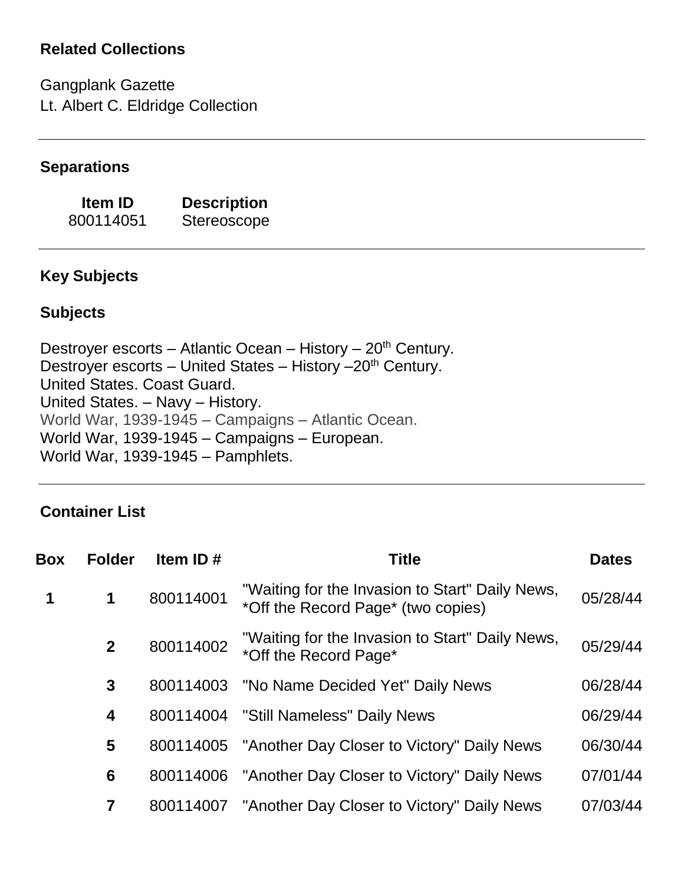### Related Collections

Gangplank Gazette
Lt. Albert C. Eldridge Collection

---

### Separations

| Item ID | Description |
|---|---|
| 800114051 | Stereoscope |

---

### Key Subjects

### Subjects

Destroyer escorts – Atlantic Ocean – History – 20th Century.
Destroyer escorts – United States – History –20th Century.
United States. Coast Guard.
United States. – Navy – History.
World War, 1939-1945 – Campaigns – Atlantic Ocean.
World War, 1939-1945 – Campaigns – European.
World War, 1939-1945 – Pamphlets.

---

### Container List

| Box | Folder | Item ID # | Title | Dates |
|---|---|---|---|---|
| 1 | 1 | 800114001 | "Waiting for the Invasion to Start" Daily News, *Off the Record Page* (two copies) | 05/28/44 |
| | 2 | 800114002 | "Waiting for the Invasion to Start" Daily News, *Off the Record Page* | 05/29/44 |
| | 3 | 800114003 | "No Name Decided Yet" Daily News | 06/28/44 |
| | 4 | 800114004 | "Still Nameless" Daily News | 06/29/44 |
| | 5 | 800114005 | "Another Day Closer to Victory" Daily News | 06/30/44 |
| | 6 | 800114006 | "Another Day Closer to Victory" Daily News | 07/01/44 |
| | 7 | 800114007 | "Another Day Closer to Victory" Daily News | 07/03/44 |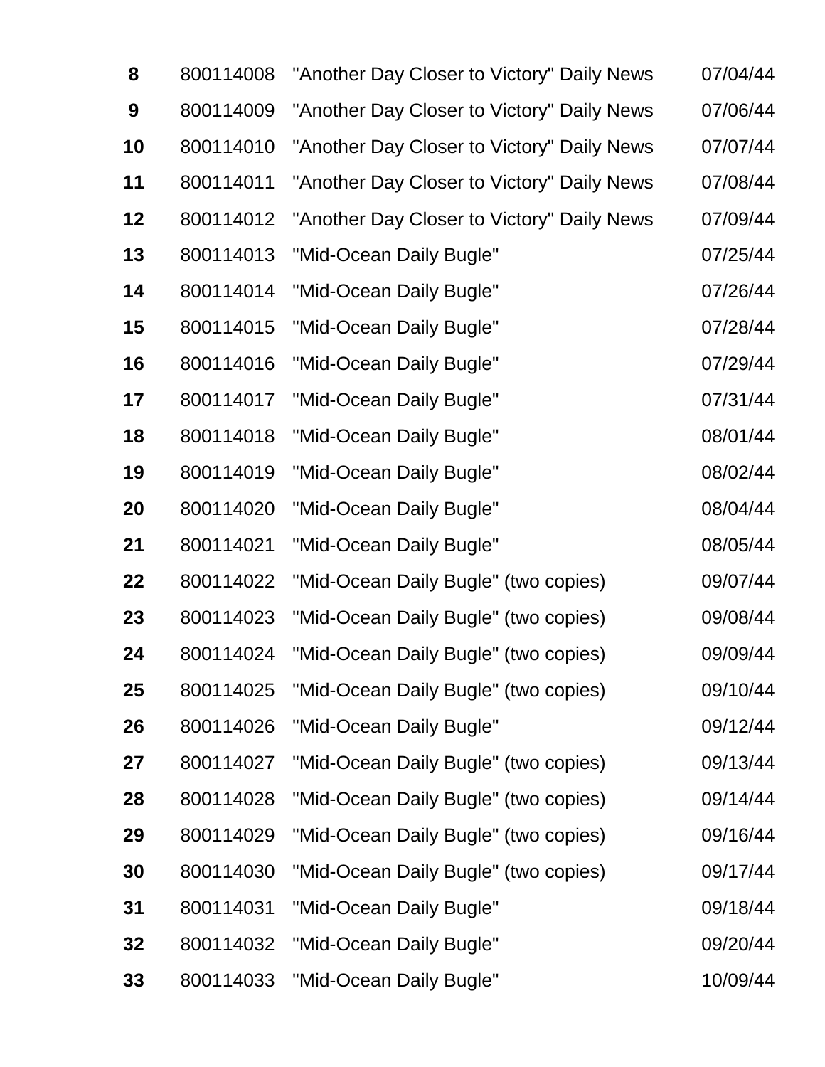| | | | |
|---|---|---|---|
| **8** | 800114008 | "Another Day Closer to Victory" Daily News | 07/04/44 |
| **9** | 800114009 | "Another Day Closer to Victory" Daily News | 07/06/44 |
| **10** | 800114010 | "Another Day Closer to Victory" Daily News | 07/07/44 |
| **11** | 800114011 | "Another Day Closer to Victory" Daily News | 07/08/44 |
| **12** | 800114012 | "Another Day Closer to Victory" Daily News | 07/09/44 |
| **13** | 800114013 | "Mid-Ocean Daily Bugle" | 07/25/44 |
| **14** | 800114014 | "Mid-Ocean Daily Bugle" | 07/26/44 |
| **15** | 800114015 | "Mid-Ocean Daily Bugle" | 07/28/44 |
| **16** | 800114016 | "Mid-Ocean Daily Bugle" | 07/29/44 |
| **17** | 800114017 | "Mid-Ocean Daily Bugle" | 07/31/44 |
| **18** | 800114018 | "Mid-Ocean Daily Bugle" | 08/01/44 |
| **19** | 800114019 | "Mid-Ocean Daily Bugle" | 08/02/44 |
| **20** | 800114020 | "Mid-Ocean Daily Bugle" | 08/04/44 |
| **21** | 800114021 | "Mid-Ocean Daily Bugle" | 08/05/44 |
| **22** | 800114022 | "Mid-Ocean Daily Bugle" (two copies) | 09/07/44 |
| **23** | 800114023 | "Mid-Ocean Daily Bugle" (two copies) | 09/08/44 |
| **24** | 800114024 | "Mid-Ocean Daily Bugle" (two copies) | 09/09/44 |
| **25** | 800114025 | "Mid-Ocean Daily Bugle" (two copies) | 09/10/44 |
| **26** | 800114026 | "Mid-Ocean Daily Bugle" | 09/12/44 |
| **27** | 800114027 | "Mid-Ocean Daily Bugle" (two copies) | 09/13/44 |
| **28** | 800114028 | "Mid-Ocean Daily Bugle" (two copies) | 09/14/44 |
| **29** | 800114029 | "Mid-Ocean Daily Bugle" (two copies) | 09/16/44 |
| **30** | 800114030 | "Mid-Ocean Daily Bugle" (two copies) | 09/17/44 |
| **31** | 800114031 | "Mid-Ocean Daily Bugle" | 09/18/44 |
| **32** | 800114032 | "Mid-Ocean Daily Bugle" | 09/20/44 |
| **33** | 800114033 | "Mid-Ocean Daily Bugle" | 10/09/44 |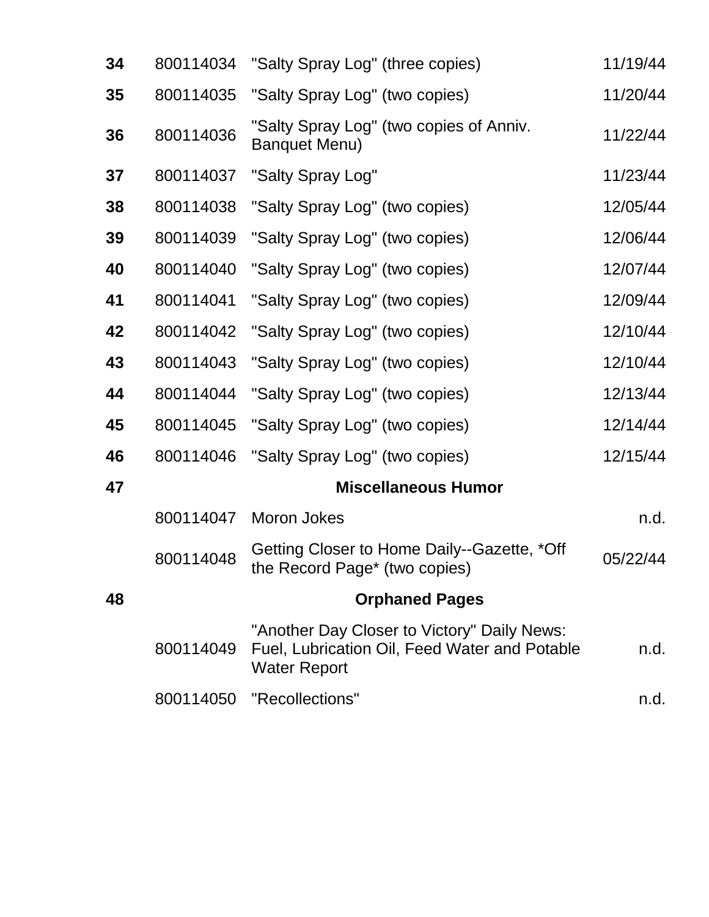| | | | |
|---|---|---|---|
| **34** | 800114034 | "Salty Spray Log" (three copies) | 11/19/44 |
| **35** | 800114035 | "Salty Spray Log" (two copies) | 11/20/44 |
| **36** | 800114036 | "Salty Spray Log" (two copies of Anniv. Banquet Menu) | 11/22/44 |
| **37** | 800114037 | "Salty Spray Log" | 11/23/44 |
| **38** | 800114038 | "Salty Spray Log" (two copies) | 12/05/44 |
| **39** | 800114039 | "Salty Spray Log" (two copies) | 12/06/44 |
| **40** | 800114040 | "Salty Spray Log" (two copies) | 12/07/44 |
| **41** | 800114041 | "Salty Spray Log" (two copies) | 12/09/44 |
| **42** | 800114042 | "Salty Spray Log" (two copies) | 12/10/44 |
| **43** | 800114043 | "Salty Spray Log" (two copies) | 12/10/44 |
| **44** | 800114044 | "Salty Spray Log" (two copies) | 12/13/44 |
| **45** | 800114045 | "Salty Spray Log" (two copies) | 12/14/44 |
| **46** | 800114046 | "Salty Spray Log" (two copies) | 12/15/44 |
| **47** | | **Miscellaneous Humor** | |
| | 800114047 | Moron Jokes | n.d. |
| | 800114048 | Getting Closer to Home Daily--Gazette, *Off the Record Page* (two copies) | 05/22/44 |
| **48** | | **Orphaned Pages** | |
| | 800114049 | "Another Day Closer to Victory" Daily News: Fuel, Lubrication Oil, Feed Water and Potable Water Report | n.d. |
| | 800114050 | "Recollections" | n.d. |